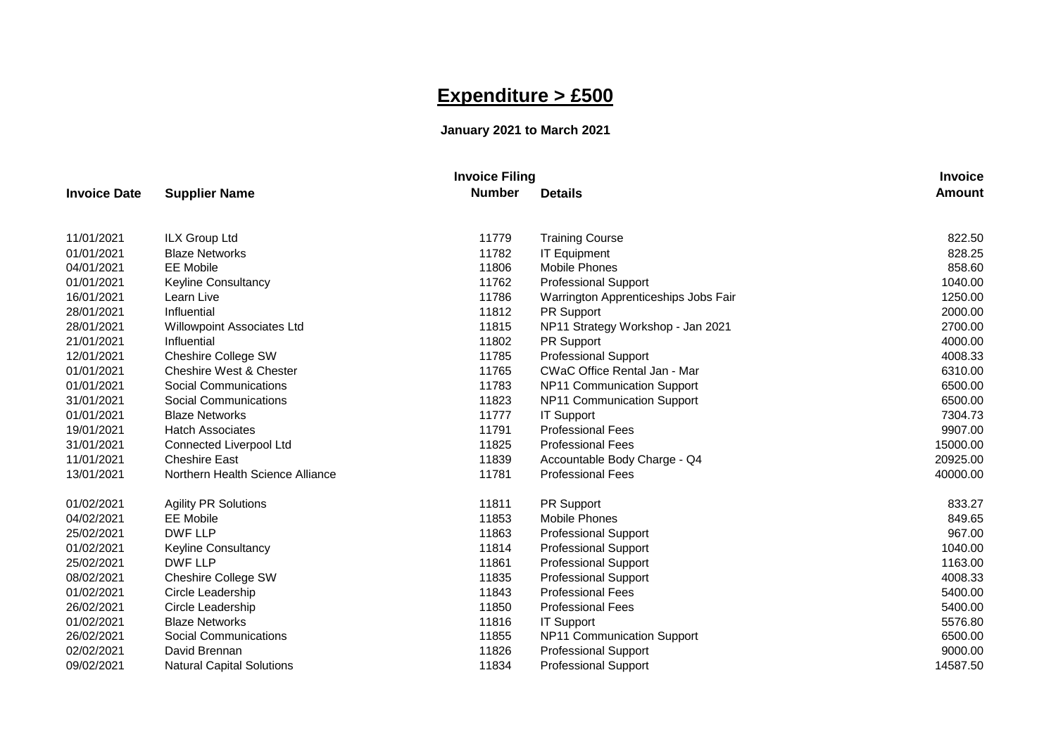# Expenditure > £500

**January 2021 to March 2021**

| Invoice Date | Supplier Name | Invoice Filing Number | Details | Invoice Amount |
|---|---|---|---|---|
| 11/01/2021 | ILX Group Ltd | 11779 | Training Course | 822.50 |
| 01/01/2021 | Blaze Networks | 11782 | IT Equipment | 828.25 |
| 04/01/2021 | EE Mobile | 11806 | Mobile Phones | 858.60 |
| 01/01/2021 | Keyline Consultancy | 11762 | Professional Support | 1040.00 |
| 16/01/2021 | Learn Live | 11786 | Warrington Apprenticeships Jobs Fair | 1250.00 |
| 28/01/2021 | Influential | 11812 | PR Support | 2000.00 |
| 28/01/2021 | Willowpoint Associates Ltd | 11815 | NP11 Strategy Workshop - Jan 2021 | 2700.00 |
| 21/01/2021 | Influential | 11802 | PR Support | 4000.00 |
| 12/01/2021 | Cheshire College SW | 11785 | Professional Support | 4008.33 |
| 01/01/2021 | Cheshire West & Chester | 11765 | CWaC Office Rental Jan - Mar | 6310.00 |
| 01/01/2021 | Social Communications | 11783 | NP11 Communication Support | 6500.00 |
| 31/01/2021 | Social Communications | 11823 | NP11 Communication Support | 6500.00 |
| 01/01/2021 | Blaze Networks | 11777 | IT Support | 7304.73 |
| 19/01/2021 | Hatch Associates | 11791 | Professional Fees | 9907.00 |
| 31/01/2021 | Connected Liverpool Ltd | 11825 | Professional Fees | 15000.00 |
| 11/01/2021 | Cheshire East | 11839 | Accountable Body Charge - Q4 | 20925.00 |
| 13/01/2021 | Northern Health Science Alliance | 11781 | Professional Fees | 40000.00 |
| 01/02/2021 | Agility PR Solutions | 11811 | PR Support | 833.27 |
| 04/02/2021 | EE Mobile | 11853 | Mobile Phones | 849.65 |
| 25/02/2021 | DWF LLP | 11863 | Professional Support | 967.00 |
| 01/02/2021 | Keyline Consultancy | 11814 | Professional Support | 1040.00 |
| 25/02/2021 | DWF LLP | 11861 | Professional Support | 1163.00 |
| 08/02/2021 | Cheshire College SW | 11835 | Professional Support | 4008.33 |
| 01/02/2021 | Circle Leadership | 11843 | Professional Fees | 5400.00 |
| 26/02/2021 | Circle Leadership | 11850 | Professional Fees | 5400.00 |
| 01/02/2021 | Blaze Networks | 11816 | IT Support | 5576.80 |
| 26/02/2021 | Social Communications | 11855 | NP11 Communication Support | 6500.00 |
| 02/02/2021 | David Brennan | 11826 | Professional Support | 9000.00 |
| 09/02/2021 | Natural Capital Solutions | 11834 | Professional Support | 14587.50 |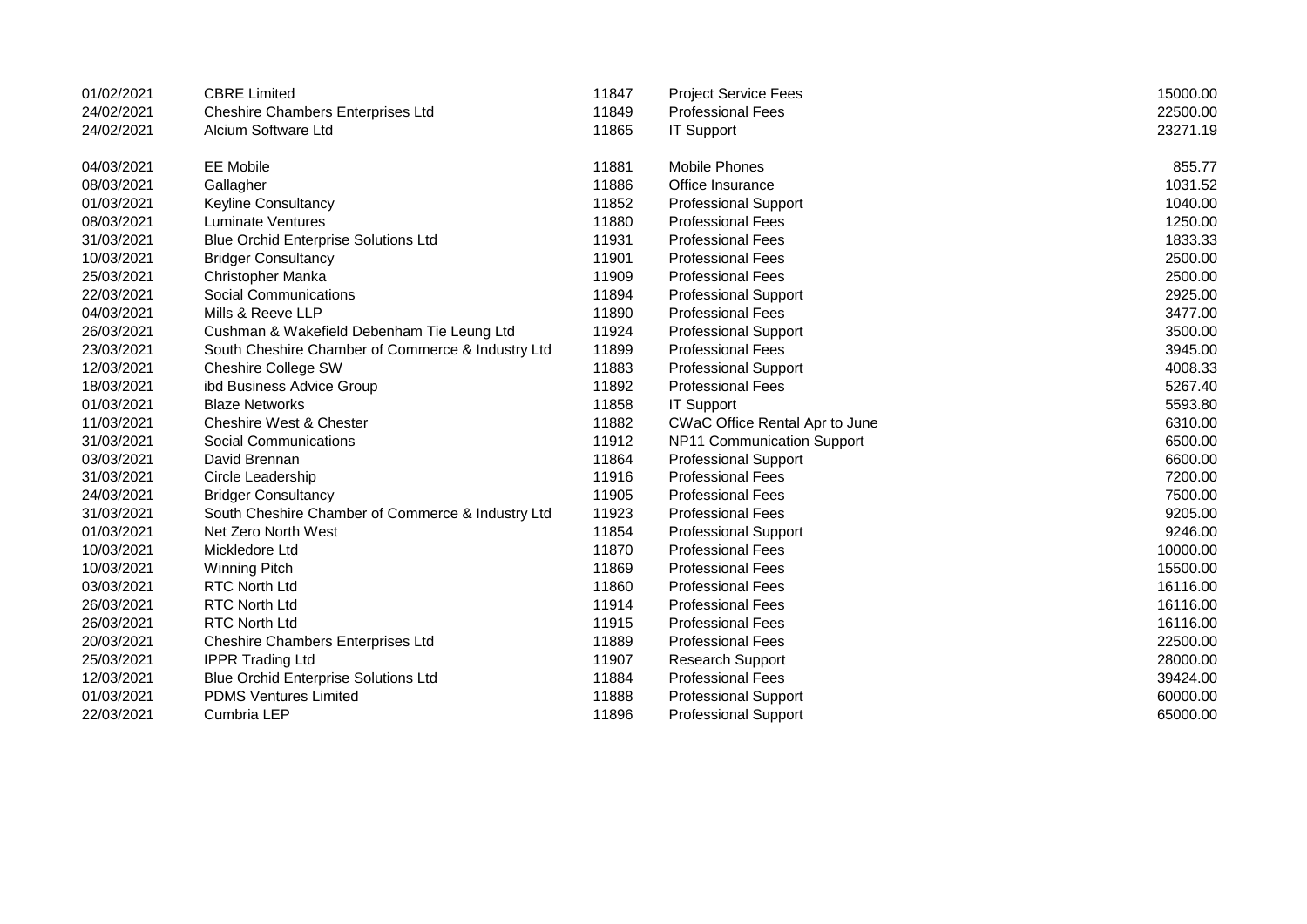| | | | | |
|---|---|---|---|---|
| 01/02/2021 | CBRE Limited | 11847 | Project Service Fees | 15000.00 |
| 24/02/2021 | Cheshire Chambers Enterprises Ltd | 11849 | Professional Fees | 22500.00 |
| 24/02/2021 | Alcium Software Ltd | 11865 | IT Support | 23271.19 |
| 04/03/2021 | EE Mobile | 11881 | Mobile Phones | 855.77 |
| 08/03/2021 | Gallagher | 11886 | Office Insurance | 1031.52 |
| 01/03/2021 | Keyline Consultancy | 11852 | Professional Support | 1040.00 |
| 08/03/2021 | Luminate Ventures | 11880 | Professional Fees | 1250.00 |
| 31/03/2021 | Blue Orchid Enterprise Solutions Ltd | 11931 | Professional Fees | 1833.33 |
| 10/03/2021 | Bridger Consultancy | 11901 | Professional Fees | 2500.00 |
| 25/03/2021 | Christopher Manka | 11909 | Professional Fees | 2500.00 |
| 22/03/2021 | Social Communications | 11894 | Professional Support | 2925.00 |
| 04/03/2021 | Mills & Reeve LLP | 11890 | Professional Fees | 3477.00 |
| 26/03/2021 | Cushman & Wakefield Debenham Tie Leung Ltd | 11924 | Professional Support | 3500.00 |
| 23/03/2021 | South Cheshire Chamber of Commerce & Industry Ltd | 11899 | Professional Fees | 3945.00 |
| 12/03/2021 | Cheshire College SW | 11883 | Professional Support | 4008.33 |
| 18/03/2021 | ibd Business Advice Group | 11892 | Professional Fees | 5267.40 |
| 01/03/2021 | Blaze Networks | 11858 | IT Support | 5593.80 |
| 11/03/2021 | Cheshire West & Chester | 11882 | CWaC Office Rental Apr to June | 6310.00 |
| 31/03/2021 | Social Communications | 11912 | NP11 Communication Support | 6500.00 |
| 03/03/2021 | David Brennan | 11864 | Professional Support | 6600.00 |
| 31/03/2021 | Circle Leadership | 11916 | Professional Fees | 7200.00 |
| 24/03/2021 | Bridger Consultancy | 11905 | Professional Fees | 7500.00 |
| 31/03/2021 | South Cheshire Chamber of Commerce & Industry Ltd | 11923 | Professional Fees | 9205.00 |
| 01/03/2021 | Net Zero North West | 11854 | Professional Support | 9246.00 |
| 10/03/2021 | Mickledore Ltd | 11870 | Professional Fees | 10000.00 |
| 10/03/2021 | Winning Pitch | 11869 | Professional Fees | 15500.00 |
| 03/03/2021 | RTC North Ltd | 11860 | Professional Fees | 16116.00 |
| 26/03/2021 | RTC North Ltd | 11914 | Professional Fees | 16116.00 |
| 26/03/2021 | RTC North Ltd | 11915 | Professional Fees | 16116.00 |
| 20/03/2021 | Cheshire Chambers Enterprises Ltd | 11889 | Professional Fees | 22500.00 |
| 25/03/2021 | IPPR Trading Ltd | 11907 | Research Support | 28000.00 |
| 12/03/2021 | Blue Orchid Enterprise Solutions Ltd | 11884 | Professional Fees | 39424.00 |
| 01/03/2021 | PDMS Ventures Limited | 11888 | Professional Support | 60000.00 |
| 22/03/2021 | Cumbria LEP | 11896 | Professional Support | 65000.00 |